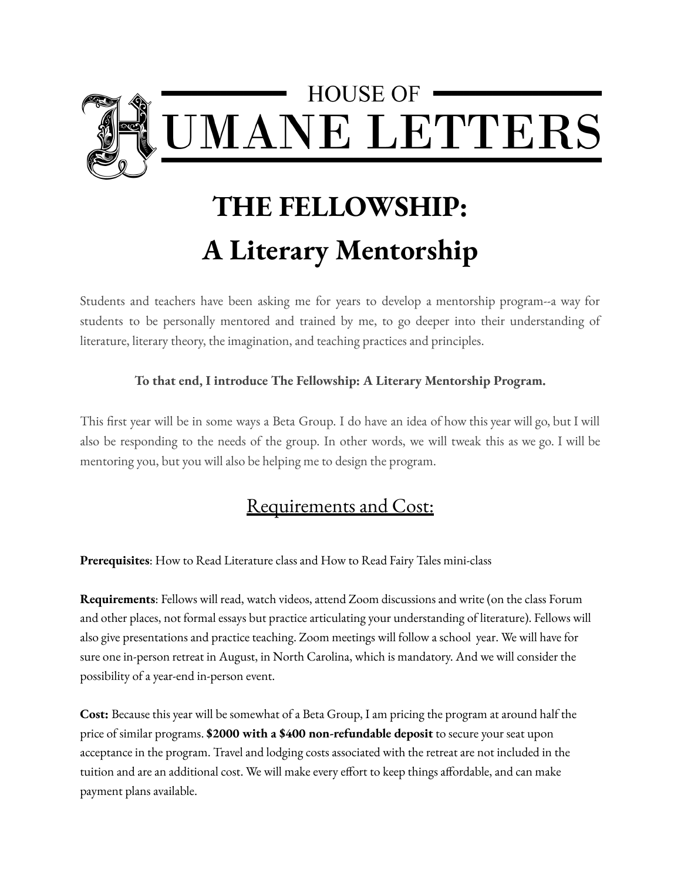# HOUSE OF HUMANE LETTERS

# THE FELLOWSHIP:
# A Literary Mentorship

Students and teachers have been asking me for years to develop a mentorship program--a way for students to be personally mentored and trained by me, to go deeper into their understanding of literature, literary theory, the imagination, and teaching practices and principles.

**To that end, I introduce The Fellowship: A Literary Mentorship Program.**

This first year will be in some ways a Beta Group. I do have an idea of how this year will go, but I will also be responding to the needs of the group. In other words, we will tweak this as we go. I will be mentoring you, but you will also be helping me to design the program.

## Requirements and Cost:

**Prerequisites**: How to Read Literature class and How to Read Fairy Tales mini-class

**Requirements**: Fellows will read, watch videos, attend Zoom discussions and write (on the class Forum and other places, not formal essays but practice articulating your understanding of literature). Fellows will also give presentations and practice teaching. Zoom meetings will follow a school year. We will have for sure one in-person retreat in August, in North Carolina, which is mandatory. And we will consider the possibility of a year-end in-person event.

**Cost:** Because this year will be somewhat of a Beta Group, I am pricing the program at around half the price of similar programs. **$2000 with a $400 non-refundable deposit** to secure your seat upon acceptance in the program. Travel and lodging costs associated with the retreat are not included in the tuition and are an additional cost. We will make every effort to keep things affordable, and can make payment plans available.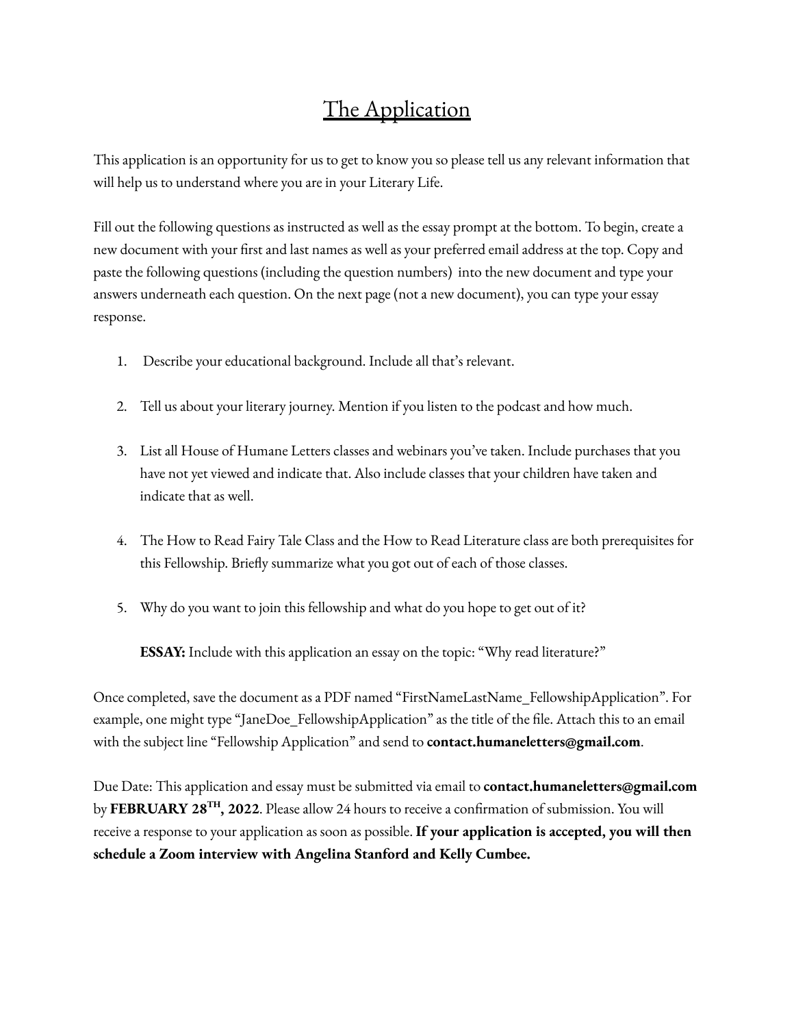# The Application

This application is an opportunity for us to get to know you so please tell us any relevant information that will help us to understand where you are in your Literary Life.

Fill out the following questions as instructed as well as the essay prompt at the bottom. To begin, create a new document with your first and last names as well as your preferred email address at the top. Copy and paste the following questions (including the question numbers) into the new document and type your answers underneath each question. On the next page (not a new document), you can type your essay response.

1. Describe your educational background. Include all that's relevant.

2. Tell us about your literary journey. Mention if you listen to the podcast and how much.

3. List all House of Humane Letters classes and webinars you've taken. Include purchases that you have not yet viewed and indicate that. Also include classes that your children have taken and indicate that as well.

4. The How to Read Fairy Tale Class and the How to Read Literature class are both prerequisites for this Fellowship. Briefly summarize what you got out of each of those classes.

5. Why do you want to join this fellowship and what do you hope to get out of it?

   **ESSAY:** Include with this application an essay on the topic: "Why read literature?"

Once completed, save the document as a PDF named "FirstNameLastName_FellowshipApplication". For example, one might type "JaneDoe_FellowshipApplication" as the title of the file. Attach this to an email with the subject line "Fellowship Application" and send to **contact.humaneletters@gmail.com**.

Due Date: This application and essay must be submitted via email to **contact.humaneletters@gmail.com** by **FEBRUARY 28TH, 2022**. Please allow 24 hours to receive a confirmation of submission. You will receive a response to your application as soon as possible. **If your application is accepted, you will then schedule a Zoom interview with Angelina Stanford and Kelly Cumbee.**